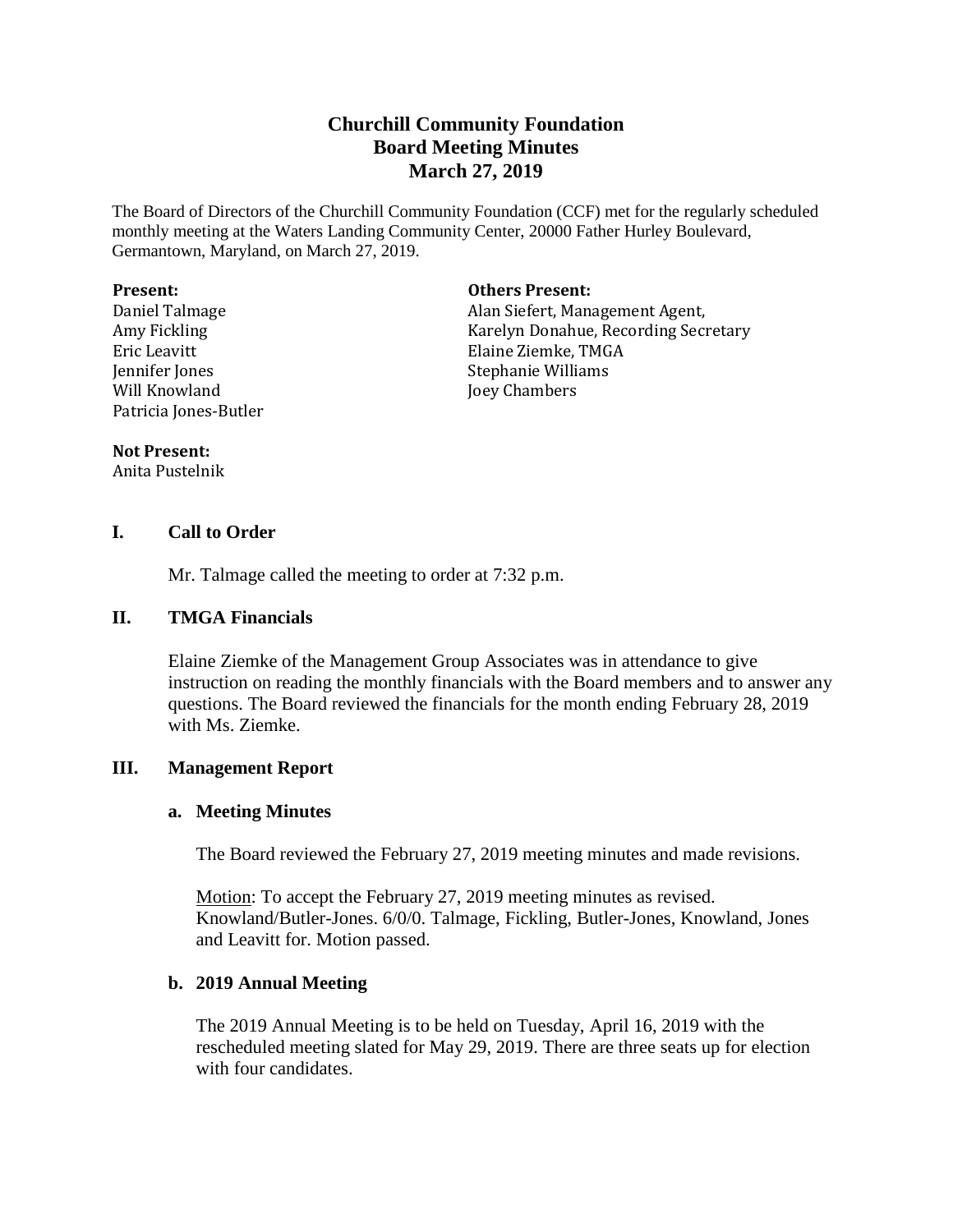# Churchill Community Foundation
# Board Meeting Minutes
# March 27, 2019

The Board of Directors of the Churchill Community Foundation (CCF) met for the regularly scheduled monthly meeting at the Waters Landing Community Center, 20000 Father Hurley Boulevard, Germantown, Maryland, on March 27, 2019.

**Present:**
Daniel Talmage
Amy Fickling
Eric Leavitt
Jennifer Jones
Will Knowland
Patricia Jones-Butler

**Others Present:**
Alan Siefert, Management Agent,
Karelyn Donahue, Recording Secretary
Elaine Ziemke, TMGA
Stephanie Williams
Joey Chambers

**Not Present:**
Anita Pustelnik

## I. Call to Order

Mr. Talmage called the meeting to order at 7:32 p.m.

## II. TMGA Financials

Elaine Ziemke of the Management Group Associates was in attendance to give instruction on reading the monthly financials with the Board members and to answer any questions. The Board reviewed the financials for the month ending February 28, 2019 with Ms. Ziemke.

## III. Management Report

### a. Meeting Minutes

The Board reviewed the February 27, 2019 meeting minutes and made revisions.

Motion: To accept the February 27, 2019 meeting minutes as revised. Knowland/Butler-Jones. 6/0/0. Talmage, Fickling, Butler-Jones, Knowland, Jones and Leavitt for. Motion passed.

### b. 2019 Annual Meeting

The 2019 Annual Meeting is to be held on Tuesday, April 16, 2019 with the rescheduled meeting slated for May 29, 2019. There are three seats up for election with four candidates.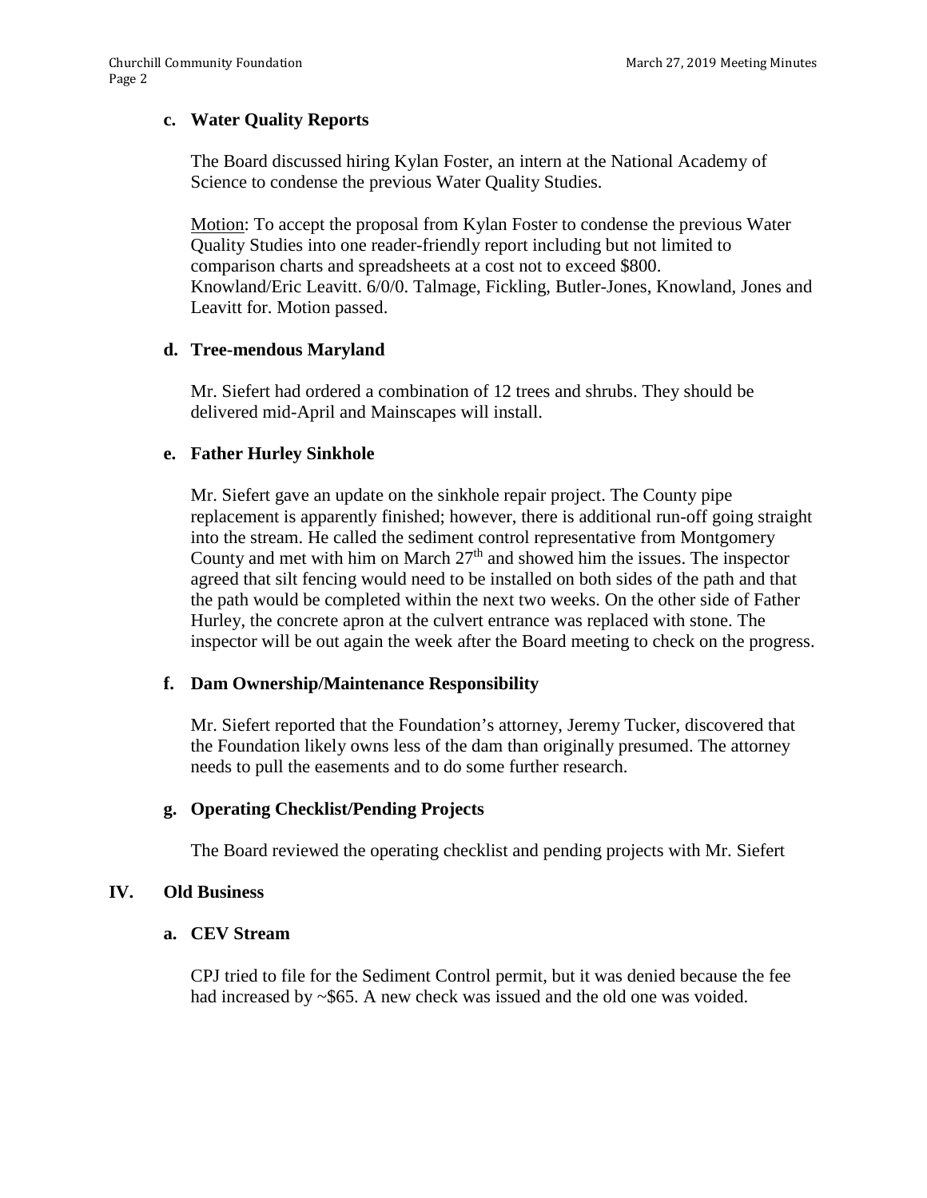### c. Water Quality Reports

The Board discussed hiring Kylan Foster, an intern at the National Academy of Science to condense the previous Water Quality Studies.

Motion: To accept the proposal from Kylan Foster to condense the previous Water Quality Studies into one reader-friendly report including but not limited to comparison charts and spreadsheets at a cost not to exceed $800. Knowland/Eric Leavitt. 6/0/0. Talmage, Fickling, Butler-Jones, Knowland, Jones and Leavitt for. Motion passed.

### d. Tree-mendous Maryland

Mr. Siefert had ordered a combination of 12 trees and shrubs. They should be delivered mid-April and Mainscapes will install.

### e. Father Hurley Sinkhole

Mr. Siefert gave an update on the sinkhole repair project. The County pipe replacement is apparently finished; however, there is additional run-off going straight into the stream. He called the sediment control representative from Montgomery County and met with him on March 27th and showed him the issues. The inspector agreed that silt fencing would need to be installed on both sides of the path and that the path would be completed within the next two weeks. On the other side of Father Hurley, the concrete apron at the culvert entrance was replaced with stone. The inspector will be out again the week after the Board meeting to check on the progress.

### f. Dam Ownership/Maintenance Responsibility

Mr. Siefert reported that the Foundation's attorney, Jeremy Tucker, discovered that the Foundation likely owns less of the dam than originally presumed. The attorney needs to pull the easements and to do some further research.

### g. Operating Checklist/Pending Projects

The Board reviewed the operating checklist and pending projects with Mr. Siefert

## IV. Old Business

### a. CEV Stream

CPJ tried to file for the Sediment Control permit, but it was denied because the fee had increased by ~$65. A new check was issued and the old one was voided.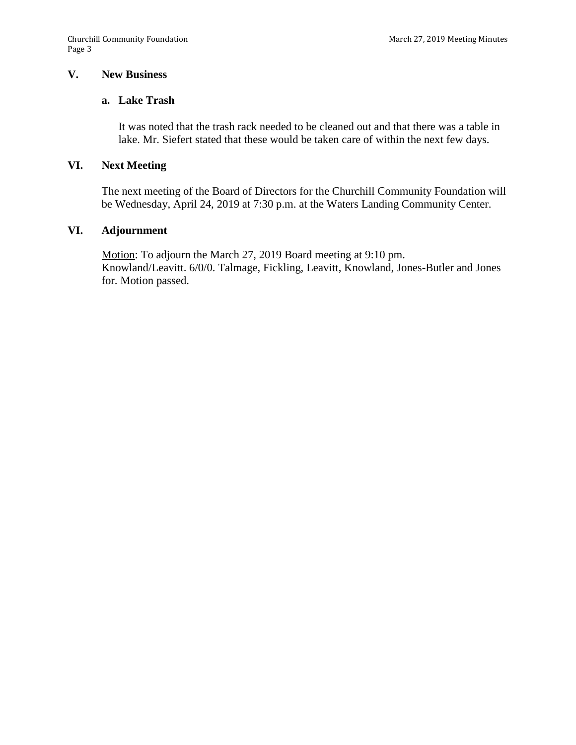## V. New Business

### a. Lake Trash

It was noted that the trash rack needed to be cleaned out and that there was a table in lake. Mr. Siefert stated that these would be taken care of within the next few days.

## VI. Next Meeting

The next meeting of the Board of Directors for the Churchill Community Foundation will be Wednesday, April 24, 2019 at 7:30 p.m. at the Waters Landing Community Center.

## VI. Adjournment

<u>Motion</u>: To adjourn the March 27, 2019 Board meeting at 9:10 pm. Knowland/Leavitt. 6/0/0. Talmage, Fickling, Leavitt, Knowland, Jones-Butler and Jones for. Motion passed.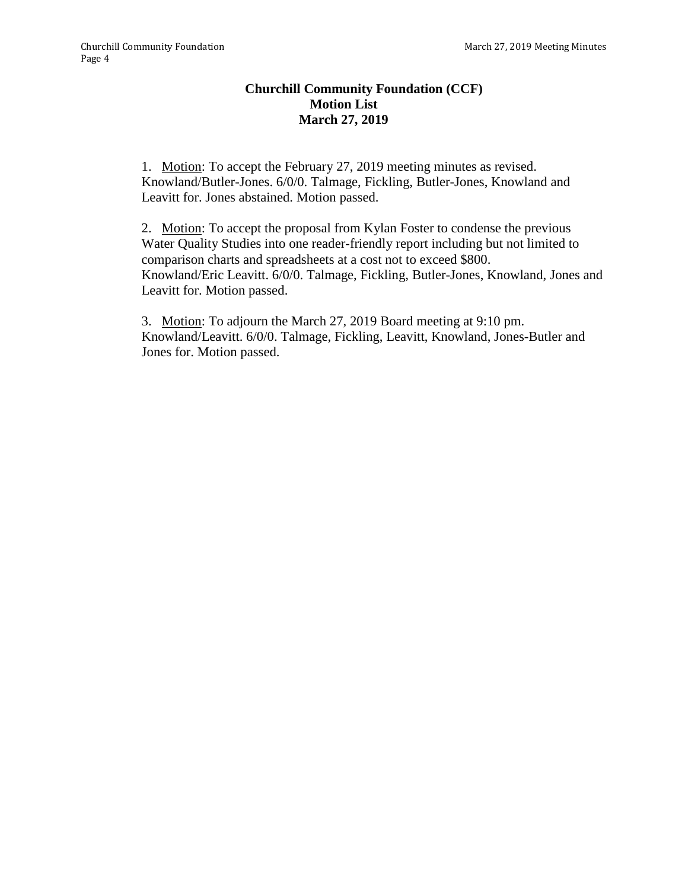**Churchill Community Foundation (CCF)**
**Motion List**
**March 27, 2019**

1. Motion: To accept the February 27, 2019 meeting minutes as revised. Knowland/Butler-Jones. 6/0/0. Talmage, Fickling, Butler-Jones, Knowland and Leavitt for. Jones abstained. Motion passed.

2. Motion: To accept the proposal from Kylan Foster to condense the previous Water Quality Studies into one reader-friendly report including but not limited to comparison charts and spreadsheets at a cost not to exceed $800. Knowland/Eric Leavitt. 6/0/0. Talmage, Fickling, Butler-Jones, Knowland, Jones and Leavitt for. Motion passed.

3. Motion: To adjourn the March 27, 2019 Board meeting at 9:10 pm. Knowland/Leavitt. 6/0/0. Talmage, Fickling, Leavitt, Knowland, Jones-Butler and Jones for. Motion passed.